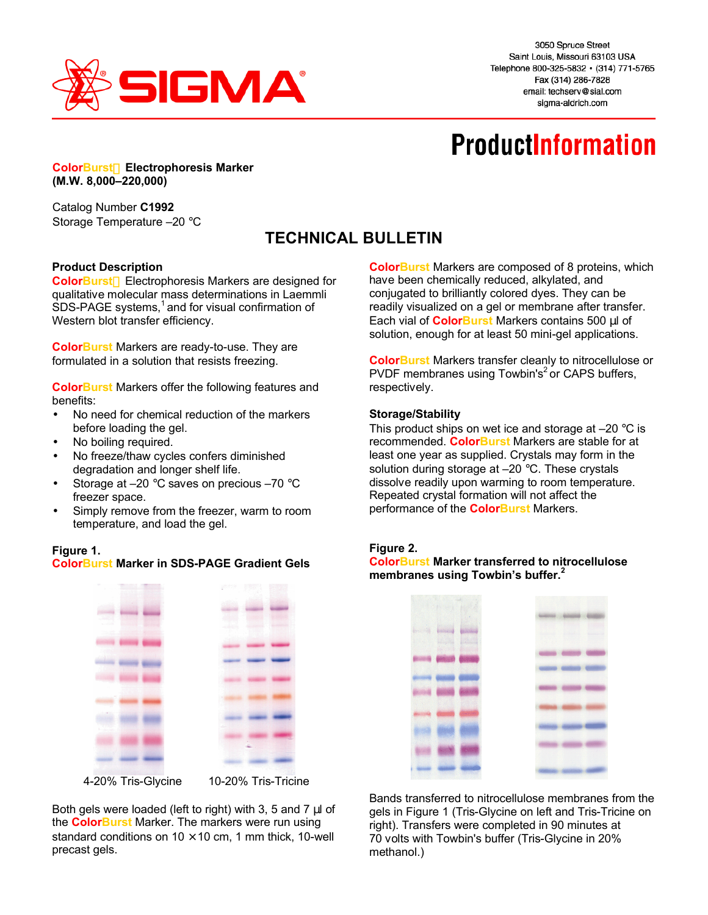3050 Spruce Street
Saint Louis, Missouri 63103 USA
Telephone 800-325-5832 • (314) 771-5765
Fax (314) 286-7828
email: techserv@sial.com
sigma-aldrich.com

# ProductInformation

**ColorBurst™ Electrophoresis Marker (M.W. 8,000–220,000)**

Catalog Number **C1992**
Storage Temperature –20 °C

## TECHNICAL BULLETIN

### Product Description

ColorBurst™ Electrophoresis Markers are designed for qualitative molecular mass determinations in Laemmli SDS-PAGE systems,[1] and for visual confirmation of Western blot transfer efficiency.

ColorBurst Markers are ready-to-use. They are formulated in a solution that resists freezing.

ColorBurst Markers offer the following features and benefits:

- No need for chemical reduction of the markers before loading the gel.
- No boiling required.
- No freeze/thaw cycles confers diminished degradation and longer shelf life.
- Storage at –20 °C saves on precious –70 °C freezer space.
- Simply remove from the freezer, warm to room temperature, and load the gel.

**Figure 1.**
**ColorBurst Marker in SDS-PAGE Gradient Gels**

4-20% Tris-Glycine     10-20% Tris-Tricine

Both gels were loaded (left to right) with 3, 5 and 7 µl of the ColorBurst Marker. The markers were run using standard conditions on 10 × 10 cm, 1 mm thick, 10-well precast gels.

ColorBurst Markers are composed of 8 proteins, which have been chemically reduced, alkylated, and conjugated to brilliantly colored dyes. They can be readily visualized on a gel or membrane after transfer. Each vial of ColorBurst Markers contains 500 µl of solution, enough for at least 50 mini-gel applications.

ColorBurst Markers transfer cleanly to nitrocellulose or PVDF membranes using Towbin's[2] or CAPS buffers, respectively.

### Storage/Stability

This product ships on wet ice and storage at –20 °C is recommended. ColorBurst Markers are stable for at least one year as supplied. Crystals may form in the solution during storage at –20 °C. These crystals dissolve readily upon warming to room temperature. Repeated crystal formation will not affect the performance of the ColorBurst Markers.

**Figure 2.**
**ColorBurst Marker transferred to nitrocellulose membranes using Towbin's buffer.[2]**

Bands transferred to nitrocellulose membranes from the gels in Figure 1 (Tris-Glycine on left and Tris-Tricine on right). Transfers were completed in 90 minutes at 70 volts with Towbin's buffer (Tris-Glycine in 20% methanol.)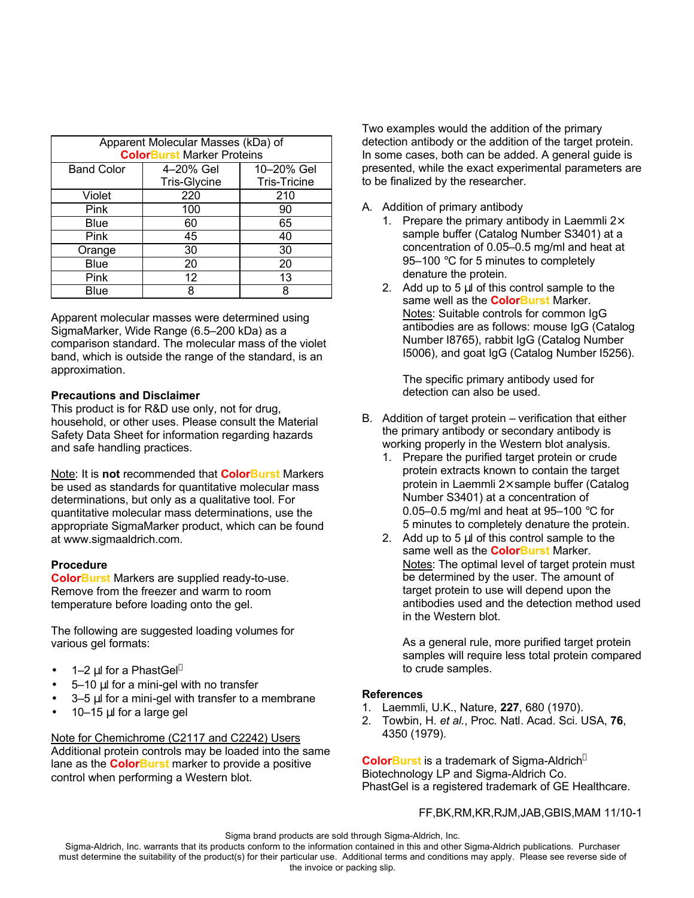| Apparent Molecular Masses (kDa) of ColorBurst Marker Proteins | | |
|---|---|---|
| Band Color | 4–20% Gel Tris-Glycine | 10–20% Gel Tris-Tricine |
| Violet | 220 | 210 |
| Pink | 100 | 90 |
| Blue | 60 | 65 |
| Pink | 45 | 40 |
| Orange | 30 | 30 |
| Blue | 20 | 20 |
| Pink | 12 | 13 |
| Blue | 8 | 8 |

Apparent molecular masses were determined using SigmaMarker, Wide Range (6.5–200 kDa) as a comparison standard. The molecular mass of the violet band, which is outside the range of the standard, is an approximation.

**Precautions and Disclaimer**

This product is for R&D use only, not for drug, household, or other uses. Please consult the Material Safety Data Sheet for information regarding hazards and safe handling practices.

Note: It is **not** recommended that ColorBurst Markers be used as standards for quantitative molecular mass determinations, but only as a qualitative tool. For quantitative molecular mass determinations, use the appropriate SigmaMarker product, which can be found at www.sigmaaldrich.com.

**Procedure**

ColorBurst Markers are supplied ready-to-use. Remove from the freezer and warm to room temperature before loading onto the gel.

The following are suggested loading volumes for various gel formats:

- 1–2 µl for a PhastGel®
- 5–10 µl for a mini-gel with no transfer
- 3–5 µl for a mini-gel with transfer to a membrane
- 10–15 µl for a large gel

Note for Chemichrome (C2117 and C2242) Users

Additional protein controls may be loaded into the same lane as the ColorBurst marker to provide a positive control when performing a Western blot.

Two examples would the addition of the primary detection antibody or the addition of the target protein. In some cases, both can be added. A general guide is presented, while the exact experimental parameters are to be finalized by the researcher.

A. Addition of primary antibody
   1. Prepare the primary antibody in Laemmli 2× sample buffer (Catalog Number S3401) at a concentration of 0.05–0.5 mg/ml and heat at 95–100 °C for 5 minutes to completely denature the protein.
   2. Add up to 5 µl of this control sample to the same well as the ColorBurst Marker.
      Notes: Suitable controls for common IgG antibodies are as follows: mouse IgG (Catalog Number I8765), rabbit IgG (Catalog Number I5006), and goat IgG (Catalog Number I5256).

      The specific primary antibody used for detection can also be used.

B. Addition of target protein – verification that either the primary antibody or secondary antibody is working properly in the Western blot analysis.
   1. Prepare the purified target protein or crude protein extracts known to contain the target protein in Laemmli 2× sample buffer (Catalog Number S3401) at a concentration of 0.05–0.5 mg/ml and heat at 95–100 °C for 5 minutes to completely denature the protein.
   2. Add up to 5 µl of this control sample to the same well as the ColorBurst Marker.
      Notes: The optimal level of target protein must be determined by the user. The amount of target protein to use will depend upon the antibodies used and the detection method used in the Western blot.

      As a general rule, more purified target protein samples will require less total protein compared to crude samples.

**References**

1. Laemmli, U.K., Nature, **227**, 680 (1970).
2. Towbin, H. *et al.*, Proc. Natl. Acad. Sci. USA, **76**, 4350 (1979).

ColorBurst is a trademark of Sigma-Aldrich® Biotechnology LP and Sigma-Aldrich Co.
PhastGel is a registered trademark of GE Healthcare.

FF,BK,RM,KR,RJM,JAB,GBIS,MAM 11/10-1

Sigma brand products are sold through Sigma-Aldrich, Inc.
Sigma-Aldrich, Inc. warrants that its products conform to the information contained in this and other Sigma-Aldrich publications. Purchaser must determine the suitability of the product(s) for their particular use. Additional terms and conditions may apply. Please see reverse side of the invoice or packing slip.